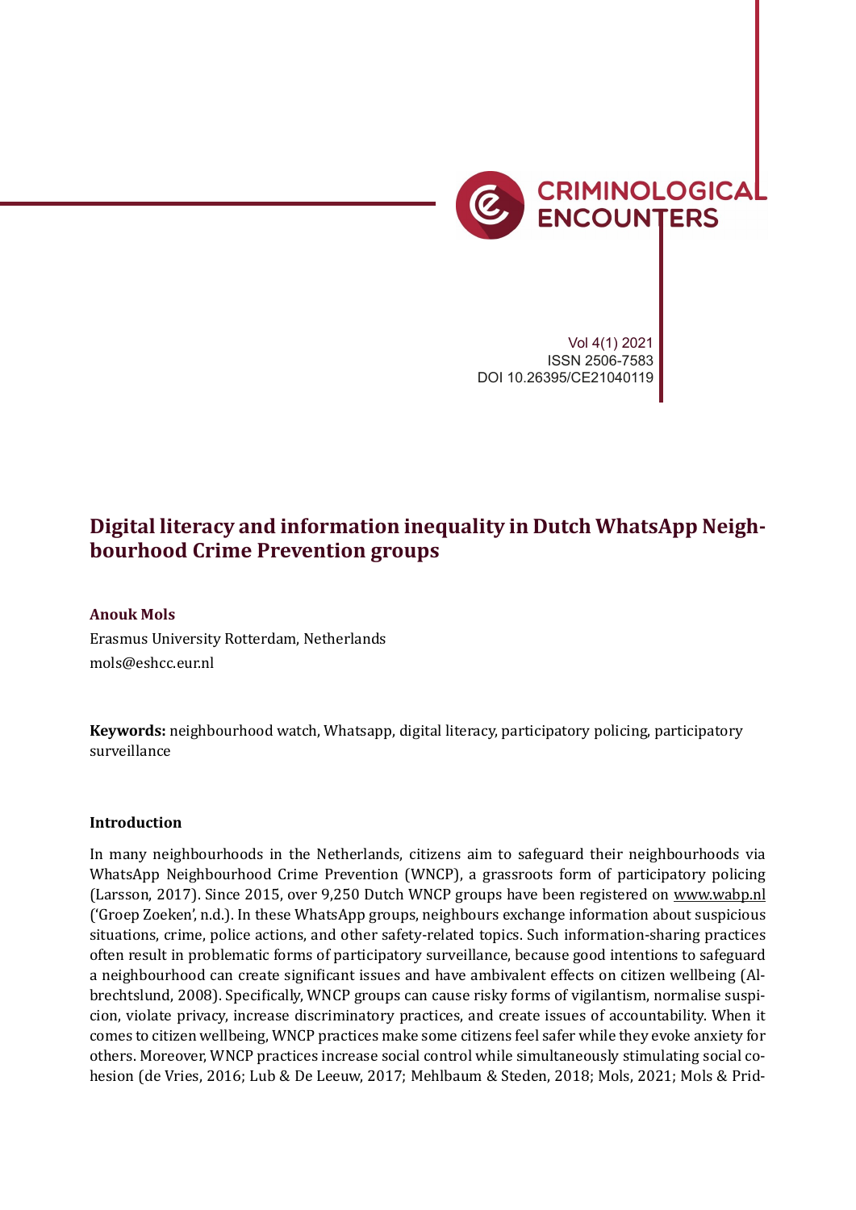Vol 4(1) 2021
ISSN 2506-7583
DOI 10.26395/CE21040119

# Digital literacy and information inequality in Dutch WhatsApp Neighbourhood Crime Prevention groups

**Anouk Mols**

Erasmus University Rotterdam, Netherlands

mols@eshcc.eur.nl

**Keywords:** neighbourhood watch, Whatsapp, digital literacy, participatory policing, participatory surveillance

## Introduction

In many neighbourhoods in the Netherlands, citizens aim to safeguard their neighbourhoods via WhatsApp Neighbourhood Crime Prevention (WNCP), a grassroots form of participatory policing (Larsson, 2017). Since 2015, over 9,250 Dutch WNCP groups have been registered on www.wabp.nl ('Groep Zoeken', n.d.). In these WhatsApp groups, neighbours exchange information about suspicious situations, crime, police actions, and other safety-related topics. Such information-sharing practices often result in problematic forms of participatory surveillance, because good intentions to safeguard a neighbourhood can create significant issues and have ambivalent effects on citizen wellbeing (Albrechtslund, 2008). Specifically, WNCP groups can cause risky forms of vigilantism, normalise suspicion, violate privacy, increase discriminatory practices, and create issues of accountability. When it comes to citizen wellbeing, WNCP practices make some citizens feel safer while they evoke anxiety for others. Moreover, WNCP practices increase social control while simultaneously stimulating social cohesion (de Vries, 2016; Lub & De Leeuw, 2017; Mehlbaum & Steden, 2018; Mols, 2021; Mols & Prid-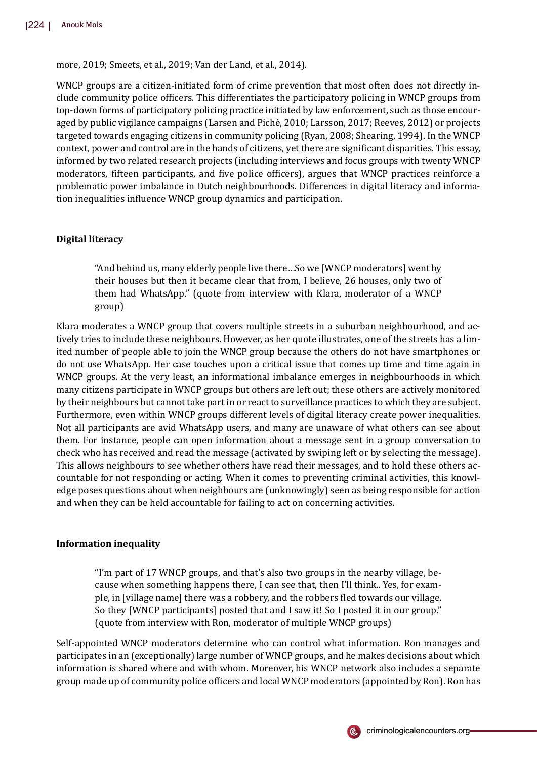more, 2019; Smeets, et al., 2019; Van der Land, et al., 2014).

WNCP groups are a citizen-initiated form of crime prevention that most often does not directly include community police officers. This differentiates the participatory policing in WNCP groups from top-down forms of participatory policing practice initiated by law enforcement, such as those encouraged by public vigilance campaigns (Larsen and Piché, 2010; Larsson, 2017; Reeves, 2012) or projects targeted towards engaging citizens in community policing (Ryan, 2008; Shearing, 1994). In the WNCP context, power and control are in the hands of citizens, yet there are significant disparities. This essay, informed by two related research projects (including interviews and focus groups with twenty WNCP moderators, fifteen participants, and five police officers), argues that WNCP practices reinforce a problematic power imbalance in Dutch neighbourhoods. Differences in digital literacy and information inequalities influence WNCP group dynamics and participation.

## Digital literacy

> "And behind us, many elderly people live there…So we [WNCP moderators] went by their houses but then it became clear that from, I believe, 26 houses, only two of them had WhatsApp." (quote from interview with Klara, moderator of a WNCP group)

Klara moderates a WNCP group that covers multiple streets in a suburban neighbourhood, and actively tries to include these neighbours. However, as her quote illustrates, one of the streets has a limited number of people able to join the WNCP group because the others do not have smartphones or do not use WhatsApp. Her case touches upon a critical issue that comes up time and time again in WNCP groups. At the very least, an informational imbalance emerges in neighbourhoods in which many citizens participate in WNCP groups but others are left out; these others are actively monitored by their neighbours but cannot take part in or react to surveillance practices to which they are subject. Furthermore, even within WNCP groups different levels of digital literacy create power inequalities. Not all participants are avid WhatsApp users, and many are unaware of what others can see about them. For instance, people can open information about a message sent in a group conversation to check who has received and read the message (activated by swiping left or by selecting the message). This allows neighbours to see whether others have read their messages, and to hold these others accountable for not responding or acting. When it comes to preventing criminal activities, this knowledge poses questions about when neighbours are (unknowingly) seen as being responsible for action and when they can be held accountable for failing to act on concerning activities.

## Information inequality

> "I'm part of 17 WNCP groups, and that's also two groups in the nearby village, because when something happens there, I can see that, then I'll think.. Yes, for example, in [village name] there was a robbery, and the robbers fled towards our village. So they [WNCP participants] posted that and I saw it! So I posted it in our group." (quote from interview with Ron, moderator of multiple WNCP groups)

Self-appointed WNCP moderators determine who can control what information. Ron manages and participates in an (exceptionally) large number of WNCP groups, and he makes decisions about which information is shared where and with whom. Moreover, his WNCP network also includes a separate group made up of community police officers and local WNCP moderators (appointed by Ron). Ron has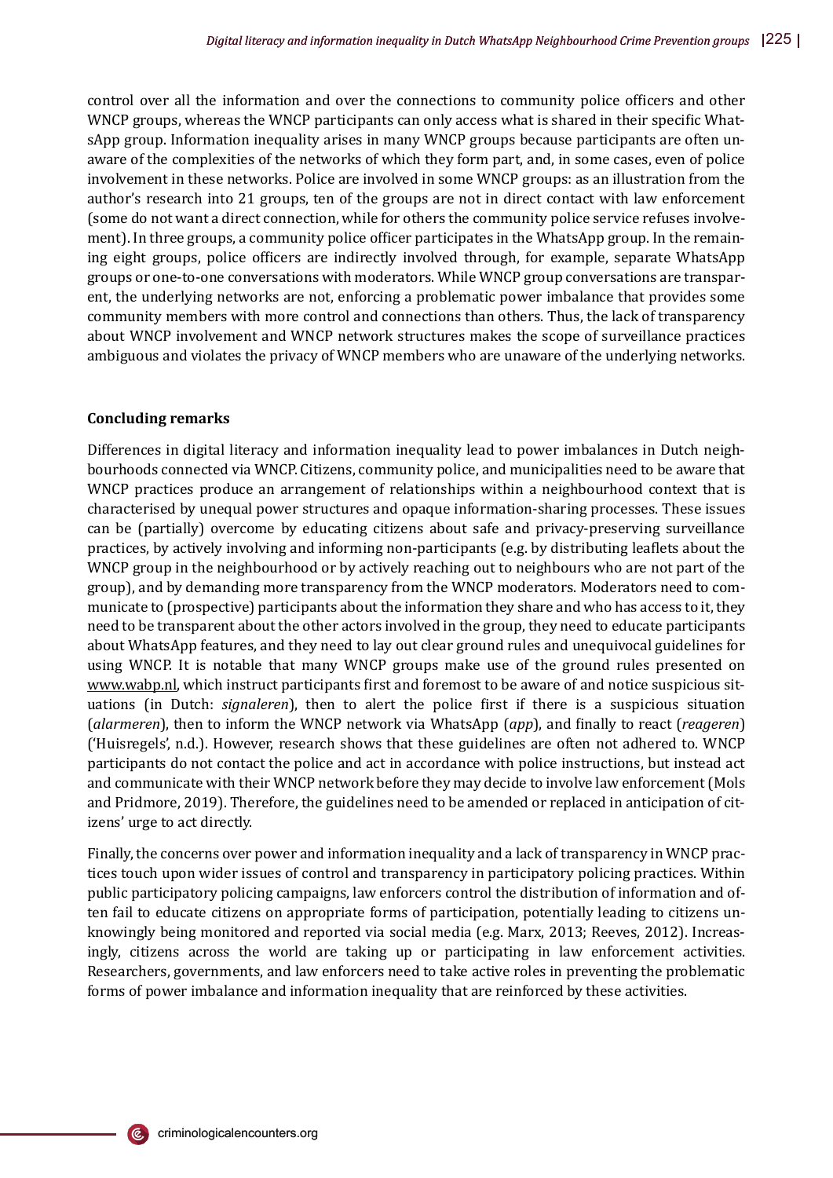control over all the information and over the connections to community police officers and other WNCP groups, whereas the WNCP participants can only access what is shared in their specific WhatsApp group. Information inequality arises in many WNCP groups because participants are often unaware of the complexities of the networks of which they form part, and, in some cases, even of police involvement in these networks. Police are involved in some WNCP groups: as an illustration from the author's research into 21 groups, ten of the groups are not in direct contact with law enforcement (some do not want a direct connection, while for others the community police service refuses involvement). In three groups, a community police officer participates in the WhatsApp group. In the remaining eight groups, police officers are indirectly involved through, for example, separate WhatsApp groups or one-to-one conversations with moderators. While WNCP group conversations are transparent, the underlying networks are not, enforcing a problematic power imbalance that provides some community members with more control and connections than others. Thus, the lack of transparency about WNCP involvement and WNCP network structures makes the scope of surveillance practices ambiguous and violates the privacy of WNCP members who are unaware of the underlying networks.

**Concluding remarks**

Differences in digital literacy and information inequality lead to power imbalances in Dutch neighbourhoods connected via WNCP. Citizens, community police, and municipalities need to be aware that WNCP practices produce an arrangement of relationships within a neighbourhood context that is characterised by unequal power structures and opaque information-sharing processes. These issues can be (partially) overcome by educating citizens about safe and privacy-preserving surveillance practices, by actively involving and informing non-participants (e.g. by distributing leaflets about the WNCP group in the neighbourhood or by actively reaching out to neighbours who are not part of the group), and by demanding more transparency from the WNCP moderators. Moderators need to communicate to (prospective) participants about the information they share and who has access to it, they need to be transparent about the other actors involved in the group, they need to educate participants about WhatsApp features, and they need to lay out clear ground rules and unequivocal guidelines for using WNCP. It is notable that many WNCP groups make use of the ground rules presented on www.wabp.nl, which instruct participants first and foremost to be aware of and notice suspicious situations (in Dutch: *signaleren*), then to alert the police first if there is a suspicious situation (*alarmeren*), then to inform the WNCP network via WhatsApp (*app*), and finally to react (*reageren*) ('Huisregels', n.d.). However, research shows that these guidelines are often not adhered to. WNCP participants do not contact the police and act in accordance with police instructions, but instead act and communicate with their WNCP network before they may decide to involve law enforcement (Mols and Pridmore, 2019). Therefore, the guidelines need to be amended or replaced in anticipation of citizens' urge to act directly.

Finally, the concerns over power and information inequality and a lack of transparency in WNCP practices touch upon wider issues of control and transparency in participatory policing practices. Within public participatory policing campaigns, law enforcers control the distribution of information and often fail to educate citizens on appropriate forms of participation, potentially leading to citizens unknowingly being monitored and reported via social media (e.g. Marx, 2013; Reeves, 2012). Increasingly, citizens across the world are taking up or participating in law enforcement activities. Researchers, governments, and law enforcers need to take active roles in preventing the problematic forms of power imbalance and information inequality that are reinforced by these activities.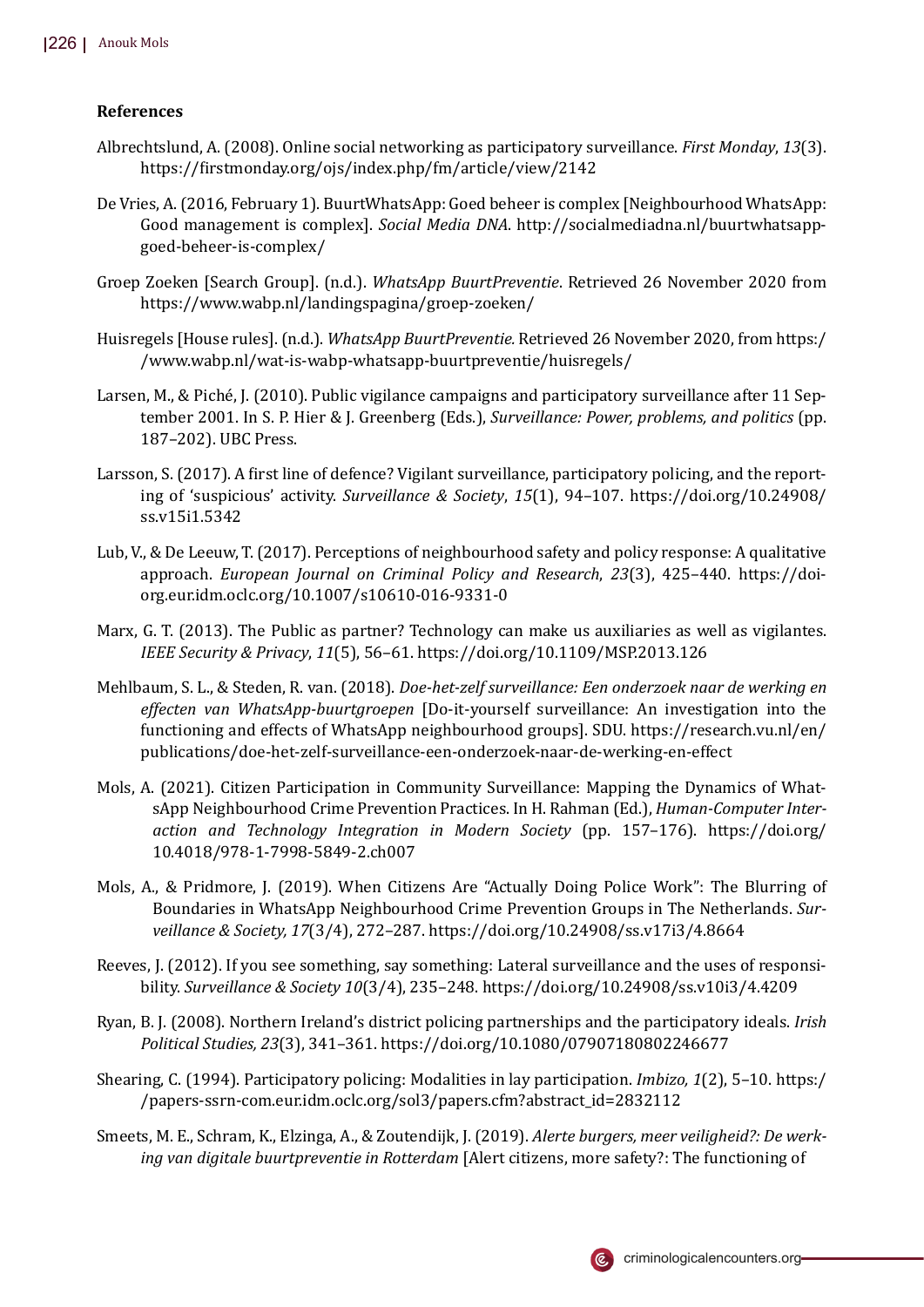## References

Albrechtslund, A. (2008). Online social networking as participatory surveillance. *First Monday*, *13*(3). https://firstmonday.org/ojs/index.php/fm/article/view/2142

De Vries, A. (2016, February 1). BuurtWhatsApp: Goed beheer is complex [Neighbourhood WhatsApp: Good management is complex]. *Social Media DNA*. http://socialmediadna.nl/buurtwhatsapp-goed-beheer-is-complex/

Groep Zoeken [Search Group]. (n.d.). *WhatsApp BuurtPreventie*. Retrieved 26 November 2020 from https://www.wabp.nl/landingspagina/groep-zoeken/

Huisregels [House rules]. (n.d.). *WhatsApp BuurtPreventie.* Retrieved 26 November 2020, from https://www.wabp.nl/wat-is-wabp-whatsapp-buurtpreventie/huisregels/

Larsen, M., & Piché, J. (2010). Public vigilance campaigns and participatory surveillance after 11 September 2001. In S. P. Hier & J. Greenberg (Eds.), *Surveillance: Power, problems, and politics* (pp. 187–202). UBC Press.

Larsson, S. (2017). A first line of defence? Vigilant surveillance, participatory policing, and the reporting of 'suspicious' activity. *Surveillance & Society*, *15*(1), 94–107. https://doi.org/10.24908/ss.v15i1.5342

Lub, V., & De Leeuw, T. (2017). Perceptions of neighbourhood safety and policy response: A qualitative approach. *European Journal on Criminal Policy and Research*, *23*(3), 425–440. https://doi-org.eur.idm.oclc.org/10.1007/s10610-016-9331-0

Marx, G. T. (2013). The Public as partner? Technology can make us auxiliaries as well as vigilantes. *IEEE Security & Privacy*, *11*(5), 56–61. https://doi.org/10.1109/MSP.2013.126

Mehlbaum, S. L., & Steden, R. van. (2018). *Doe-het-zelf surveillance: Een onderzoek naar de werking en effecten van WhatsApp-buurtgroepen* [Do-it-yourself surveillance: An investigation into the functioning and effects of WhatsApp neighbourhood groups]. SDU. https://research.vu.nl/en/publications/doe-het-zelf-surveillance-een-onderzoek-naar-de-werking-en-effect

Mols, A. (2021). Citizen Participation in Community Surveillance: Mapping the Dynamics of WhatsApp Neighbourhood Crime Prevention Practices. In H. Rahman (Ed.), *Human-Computer Interaction and Technology Integration in Modern Society* (pp. 157–176). https://doi.org/10.4018/978-1-7998-5849-2.ch007

Mols, A., & Pridmore, J. (2019). When Citizens Are "Actually Doing Police Work": The Blurring of Boundaries in WhatsApp Neighbourhood Crime Prevention Groups in The Netherlands. *Surveillance & Society, 17*(3/4), 272–287. https://doi.org/10.24908/ss.v17i3/4.8664

Reeves, J. (2012). If you see something, say something: Lateral surveillance and the uses of responsibility. *Surveillance & Society 10*(3/4), 235–248. https://doi.org/10.24908/ss.v10i3/4.4209

Ryan, B. J. (2008). Northern Ireland's district policing partnerships and the participatory ideals. *Irish Political Studies, 23*(3), 341–361. https://doi.org/10.1080/07907180802246677

Shearing, C. (1994). Participatory policing: Modalities in lay participation. *Imbizo, 1*(2), 5–10. https://papers-ssrn-com.eur.idm.oclc.org/sol3/papers.cfm?abstract_id=2832112

Smeets, M. E., Schram, K., Elzinga, A., & Zoutendijk, J. (2019). *Alerte burgers, meer veiligheid?: De werking van digitale buurtpreventie in Rotterdam* [Alert citizens, more safety?: The functioning of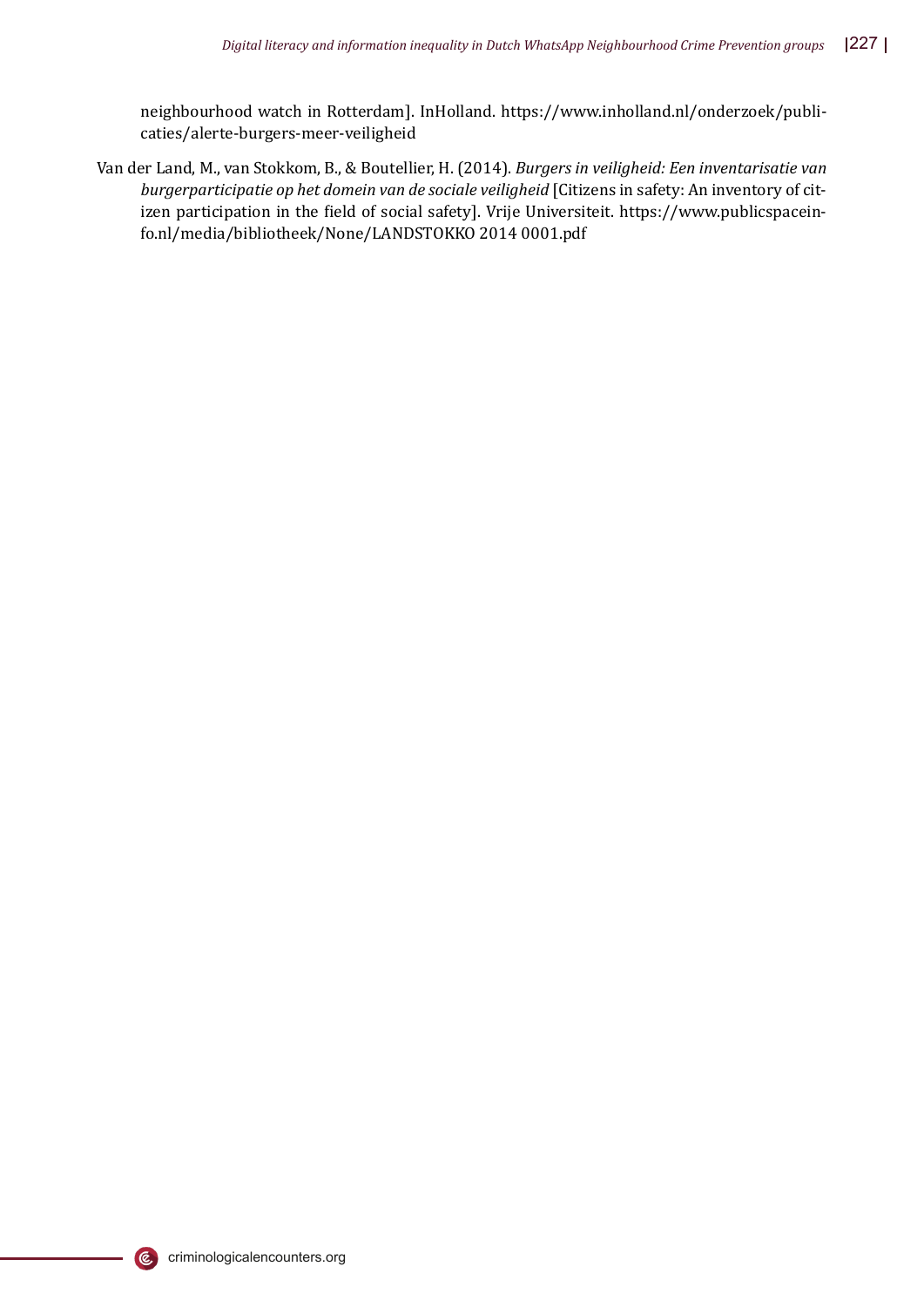neighbourhood watch in Rotterdam]. InHolland. https://www.inholland.nl/onderzoek/publicaties/alerte-burgers-meer-veiligheid

Van der Land, M., van Stokkom, B., & Boutellier, H. (2014). *Burgers in veiligheid: Een inventarisatie van burgerparticipatie op het domein van de sociale veiligheid* [Citizens in safety: An inventory of citizen participation in the field of social safety]. Vrije Universiteit. https://www.publicspaceinfo.nl/media/bibliotheek/None/LANDSTOKKO 2014 0001.pdf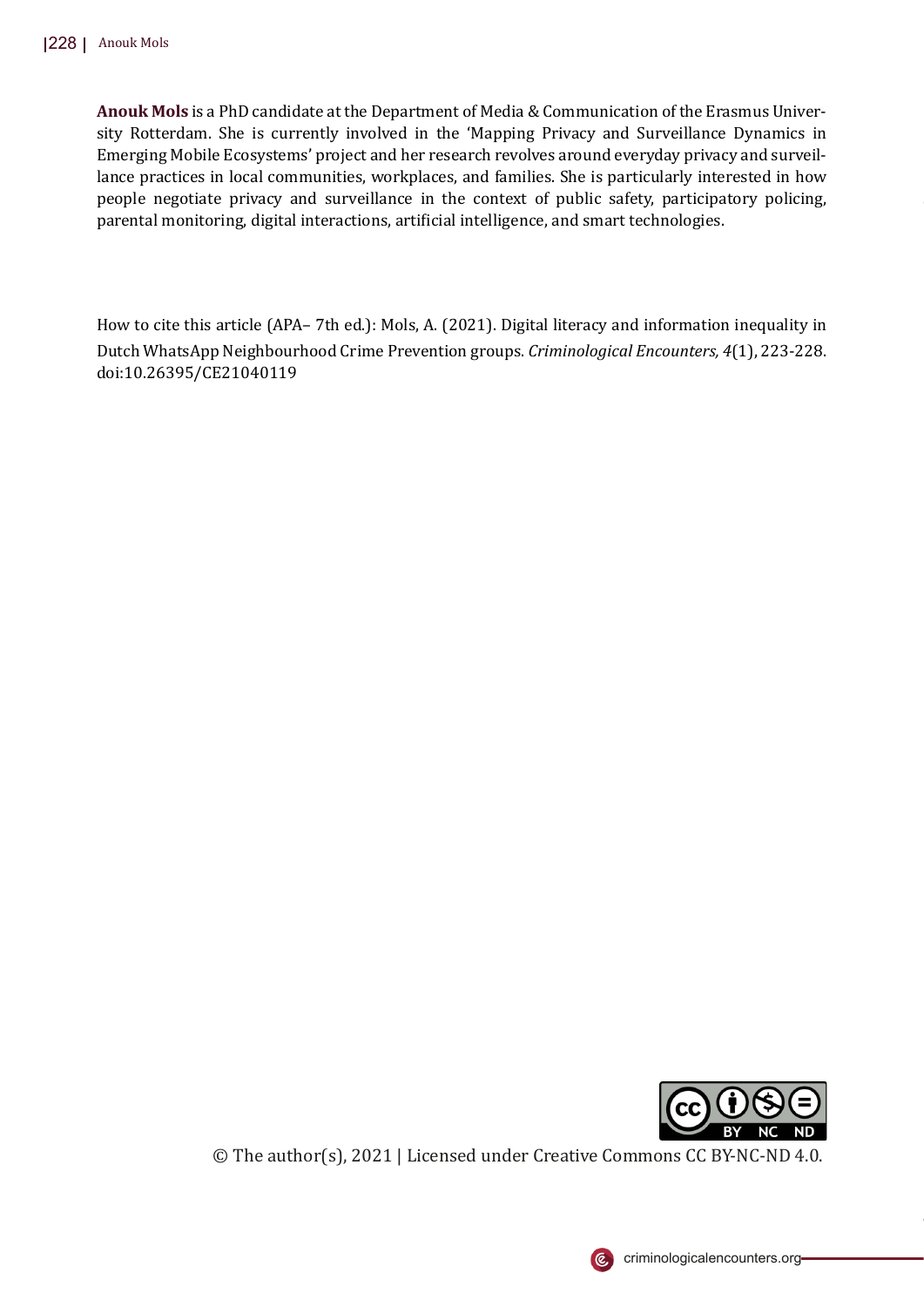**Anouk Mols** is a PhD candidate at the Department of Media & Communication of the Erasmus University Rotterdam. She is currently involved in the 'Mapping Privacy and Surveillance Dynamics in Emerging Mobile Ecosystems' project and her research revolves around everyday privacy and surveillance practices in local communities, workplaces, and families. She is particularly interested in how people negotiate privacy and surveillance in the context of public safety, participatory policing, parental monitoring, digital interactions, artificial intelligence, and smart technologies.

How to cite this article (APA– 7th ed.): Mols, A. (2021). Digital literacy and information inequality in Dutch WhatsApp Neighbourhood Crime Prevention groups. *Criminological Encounters, 4*(1), 223-228. doi:10.26395/CE21040119

© The author(s), 2021 | Licensed under Creative Commons CC BY-NC-ND 4.0.